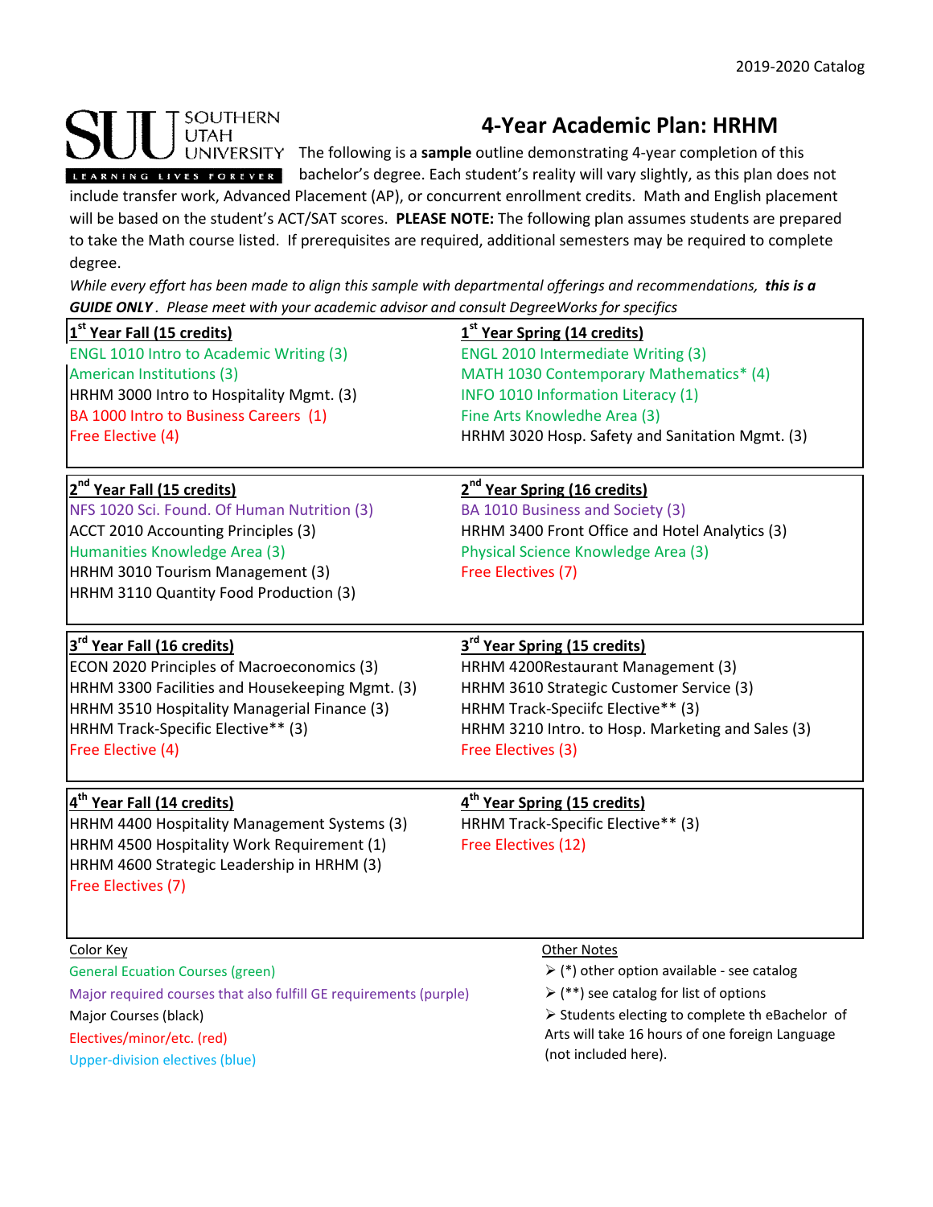2019-2020 Catalog

SOUTHERN UTAH UNIVERSITY

LEARNING LIVES FOREVER

# 4-Year Academic Plan: HRHM

The following is a **sample** outline demonstrating 4-year completion of this bachelor's degree. Each student's reality will vary slightly, as this plan does not include transfer work, Advanced Placement (AP), or concurrent enrollment credits. Math and English placement will be based on the student's ACT/SAT scores. **PLEASE NOTE:** The following plan assumes students are prepared to take the Math course listed. If prerequisites are required, additional semesters may be required to complete degree.

*While every effort has been made to align this sample with departmental offerings and recommendations, **this is a GUIDE ONLY**. Please meet with your academic advisor and consult DegreeWorks for specifics*

| 1st Year Fall (15 credits) | 1st Year Spring (14 credits) |
|---|---|
| ENGL 1010 Intro to Academic Writing (3) | ENGL 2010 Intermediate Writing (3) |
| American Institutions (3) | MATH 1030 Contemporary Mathematics* (4) |
| HRHM 3000 Intro to Hospitality Mgmt. (3) | INFO 1010 Information Literacy (1) |
| BA 1000 Intro to Business Careers (1) | Fine Arts Knowledhe Area (3) |
| Free Elective (4) | HRHM 3020 Hosp. Safety and Sanitation Mgmt. (3) |

| 2nd Year Fall (15 credits) | 2nd Year Spring (16 credits) |
|---|---|
| NFS 1020 Sci. Found. Of Human Nutrition (3) | BA 1010 Business and Society (3) |
| ACCT 2010 Accounting Principles (3) | HRHM 3400 Front Office and Hotel Analytics (3) |
| Humanities Knowledge Area (3) | Physical Science Knowledge Area (3) |
| HRHM 3010 Tourism Management (3) | Free Electives (7) |
| HRHM 3110 Quantity Food Production (3) | |

| 3rd Year Fall (16 credits) | 3rd Year Spring (15 credits) |
|---|---|
| ECON 2020 Principles of Macroeconomics (3) | HRHM 4200Restaurant Management (3) |
| HRHM 3300 Facilities and Housekeeping Mgmt. (3) | HRHM 3610 Strategic Customer Service (3) |
| HRHM 3510 Hospitality Managerial Finance (3) | HRHM Track-Speciifc Elective** (3) |
| HRHM Track-Specific Elective** (3) | HRHM 3210 Intro. to Hosp. Marketing and Sales (3) |
| Free Elective (4) | Free Electives (3) |

| 4th Year Fall (14 credits) | 4th Year Spring (15 credits) |
|---|---|
| HRHM 4400 Hospitality Management Systems (3) | HRHM Track-Specific Elective** (3) |
| HRHM 4500 Hospitality Work Requirement (1) | Free Electives (12) |
| HRHM 4600 Strategic Leadership in HRHM (3) | |
| Free Electives (7) | |

**Color Key**

- General Ecuation Courses (green)
- Major required courses that also fulfill GE requirements (purple)
- Major Courses (black)
- Electives/minor/etc. (red)
- Upper-division electives (blue)

**Other Notes**

- (*) other option available - see catalog
- (**) see catalog for list of options
- Students electing to complete th eBachelor of Arts will take 16 hours of one foreign Language (not included here).